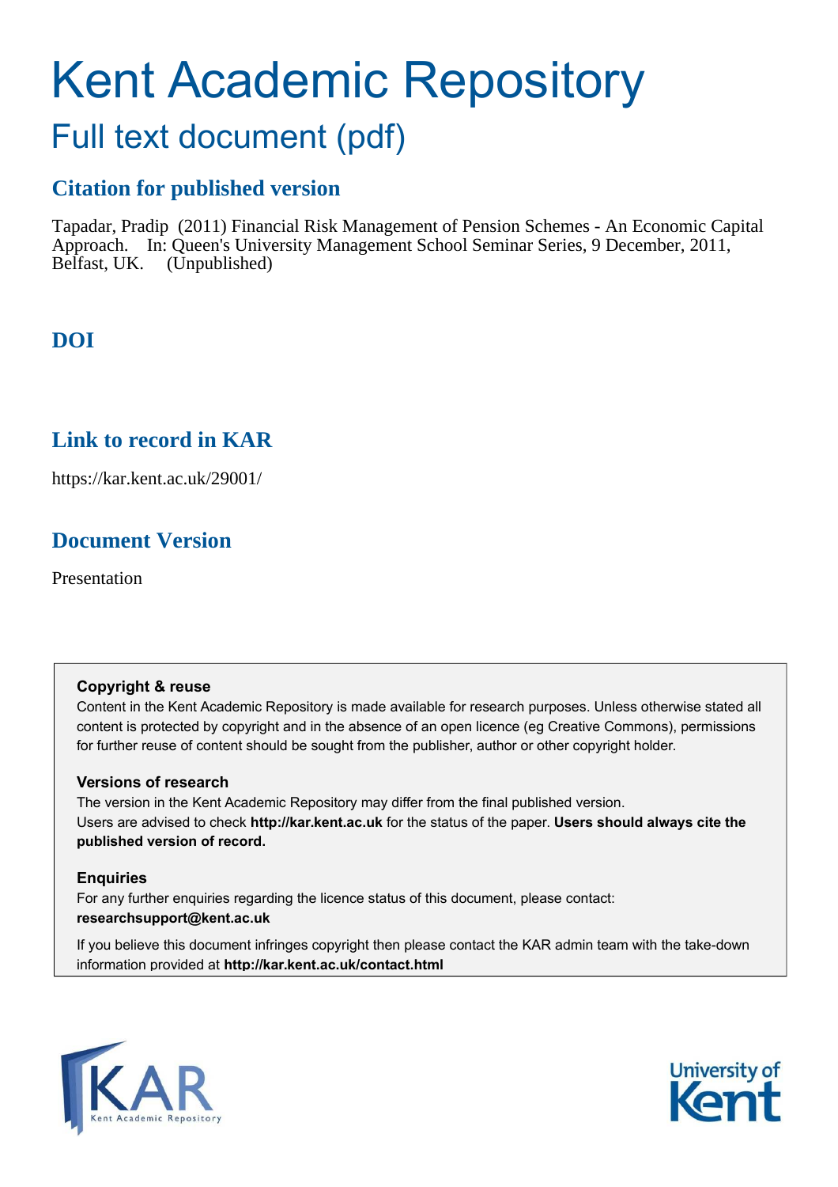# Kent Academic Repository

## Full text document (pdf)

### Citation for published version

Tapadar, Pradip (2011) Financial Risk Management of Pension Schemes - An Economic Capital Approach. In: Queen's University Management School Seminar Series, 9 December, 2011, Belfast, UK. (Unpublished)

### DOI

### Link to record in KAR

https://kar.kent.ac.uk/29001/

### Document Version

Presentation

**Copyright & reuse**

Content in the Kent Academic Repository is made available for research purposes. Unless otherwise stated all content is protected by copyright and in the absence of an open licence (eg Creative Commons), permissions for further reuse of content should be sought from the publisher, author or other copyright holder.

**Versions of research**

The version in the Kent Academic Repository may differ from the final published version. Users are advised to check **http://kar.kent.ac.uk** for the status of the paper. **Users should always cite the published version of record.**

**Enquiries**

For any further enquiries regarding the licence status of this document, please contact: **researchsupport@kent.ac.uk**

If you believe this document infringes copyright then please contact the KAR admin team with the take-down information provided at **http://kar.kent.ac.uk/contact.html**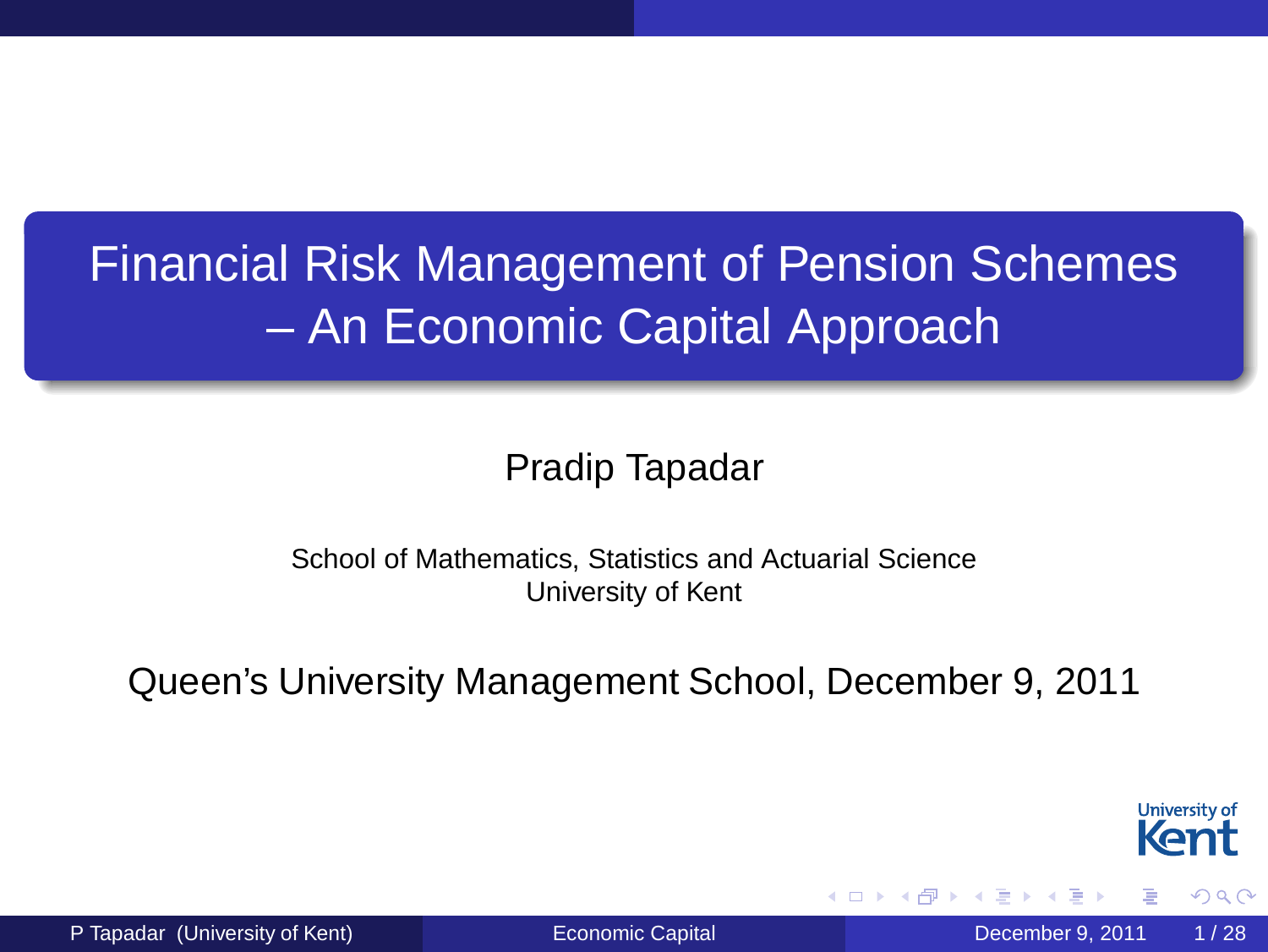# Financial Risk Management of Pension Schemes – An Economic Capital Approach

Pradip Tapadar

School of Mathematics, Statistics and Actuarial Science
University of Kent

Queen's University Management School, December 9, 2011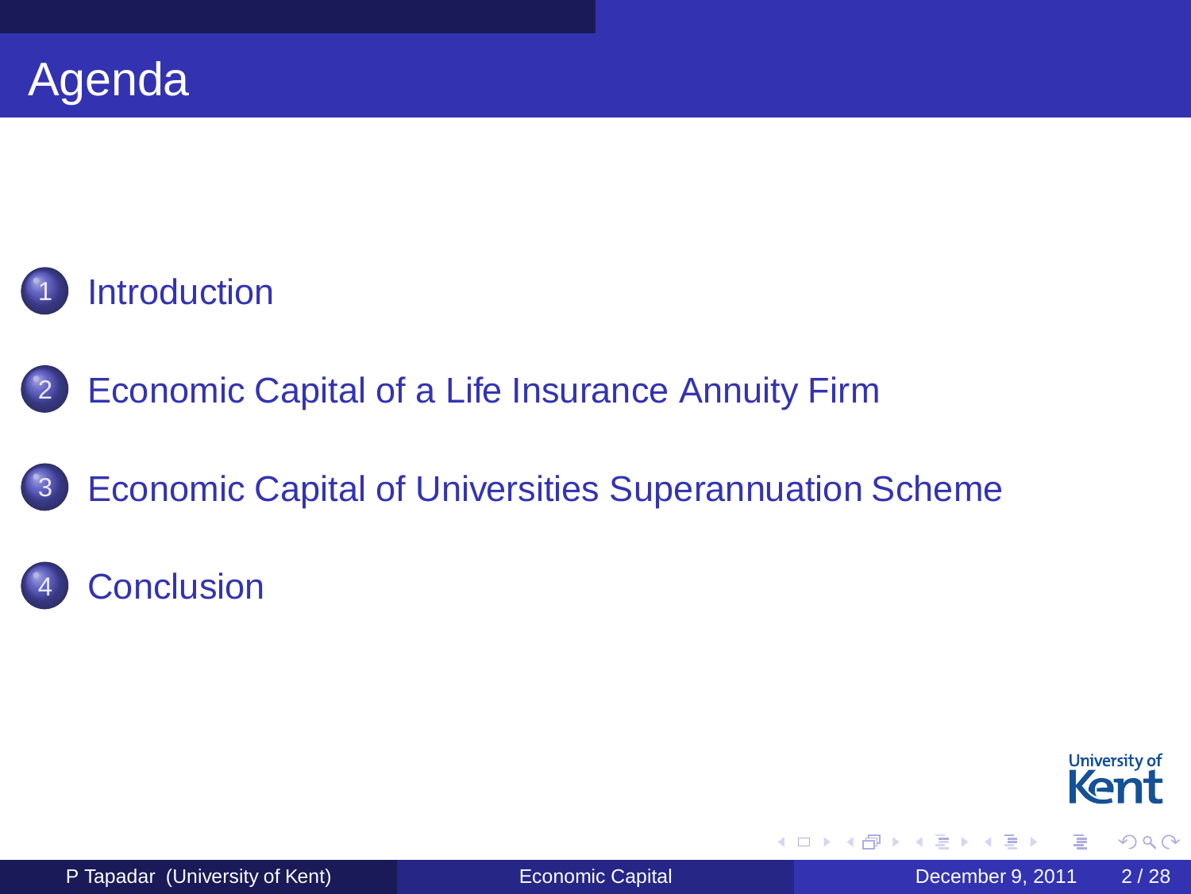# Agenda

1. Introduction
2. Economic Capital of a Life Insurance Annuity Firm
3. Economic Capital of Universities Superannuation Scheme
4. Conclusion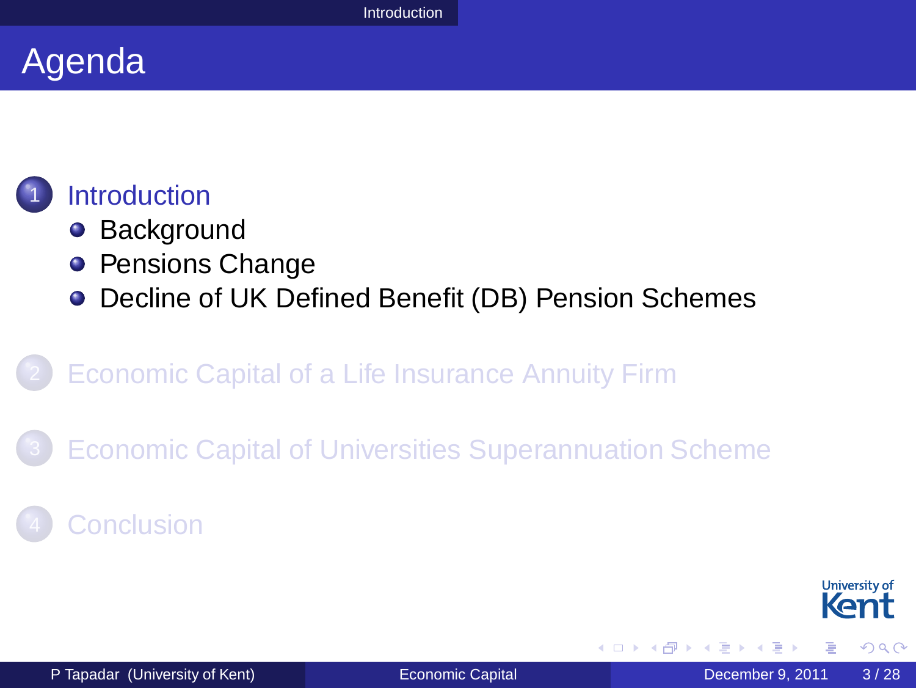# Agenda

1. Introduction
   - Background
   - Pensions Change
   - Decline of UK Defined Benefit (DB) Pension Schemes
2. Economic Capital of a Life Insurance Annuity Firm
3. Economic Capital of Universities Superannuation Scheme
4. Conclusion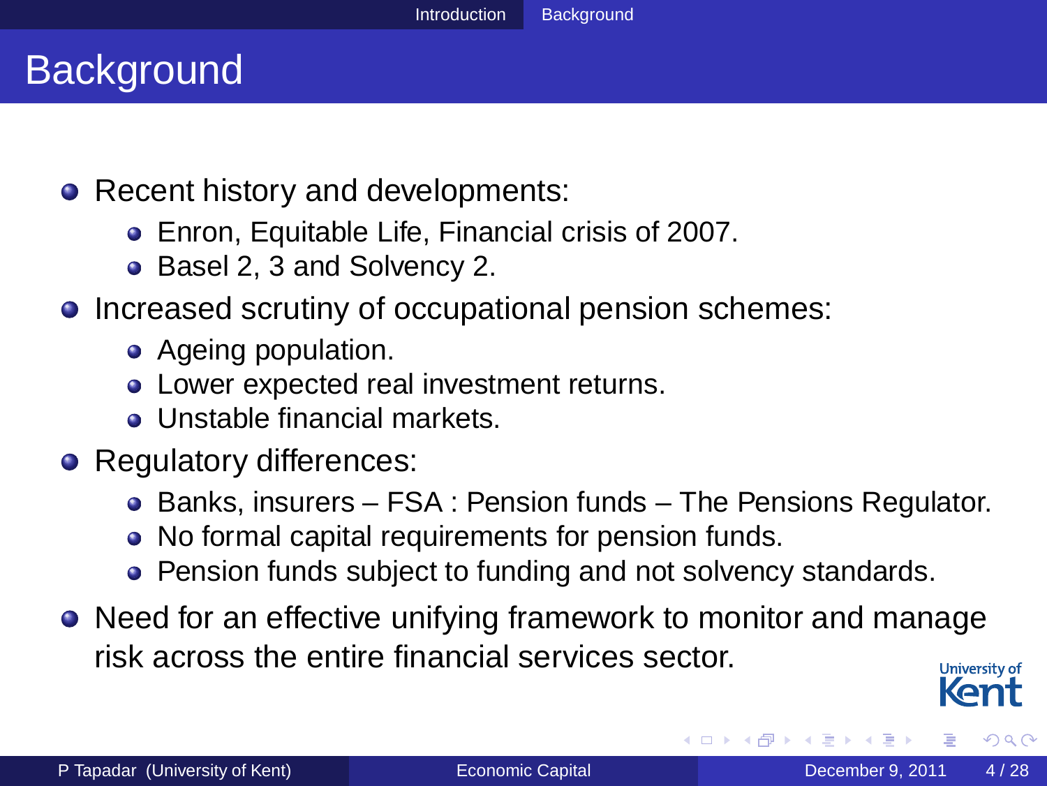# Background

- Recent history and developments:
  - Enron, Equitable Life, Financial crisis of 2007.
  - Basel 2, 3 and Solvency 2.
- Increased scrutiny of occupational pension schemes:
  - Ageing population.
  - Lower expected real investment returns.
  - Unstable financial markets.
- Regulatory differences:
  - Banks, insurers – FSA : Pension funds – The Pensions Regulator.
  - No formal capital requirements for pension funds.
  - Pension funds subject to funding and not solvency standards.
- Need for an effective unifying framework to monitor and manage risk across the entire financial services sector.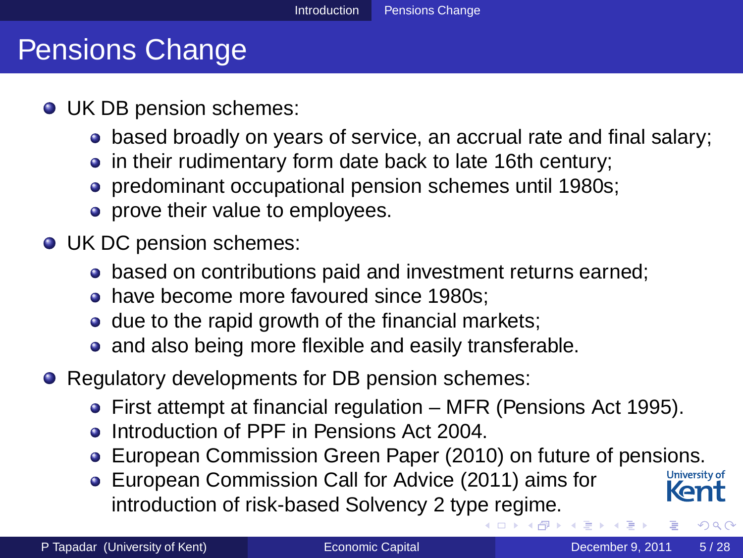# Pensions Change

- UK DB pension schemes:
  - based broadly on years of service, an accrual rate and final salary;
  - in their rudimentary form date back to late 16th century;
  - predominant occupational pension schemes until 1980s;
  - prove their value to employees.
- UK DC pension schemes:
  - based on contributions paid and investment returns earned;
  - have become more favoured since 1980s;
  - due to the rapid growth of the financial markets;
  - and also being more flexible and easily transferable.
- Regulatory developments for DB pension schemes:
  - First attempt at financial regulation – MFR (Pensions Act 1995).
  - Introduction of PPF in Pensions Act 2004.
  - European Commission Green Paper (2010) on future of pensions.
  - European Commission Call for Advice (2011) aims for introduction of risk-based Solvency 2 type regime.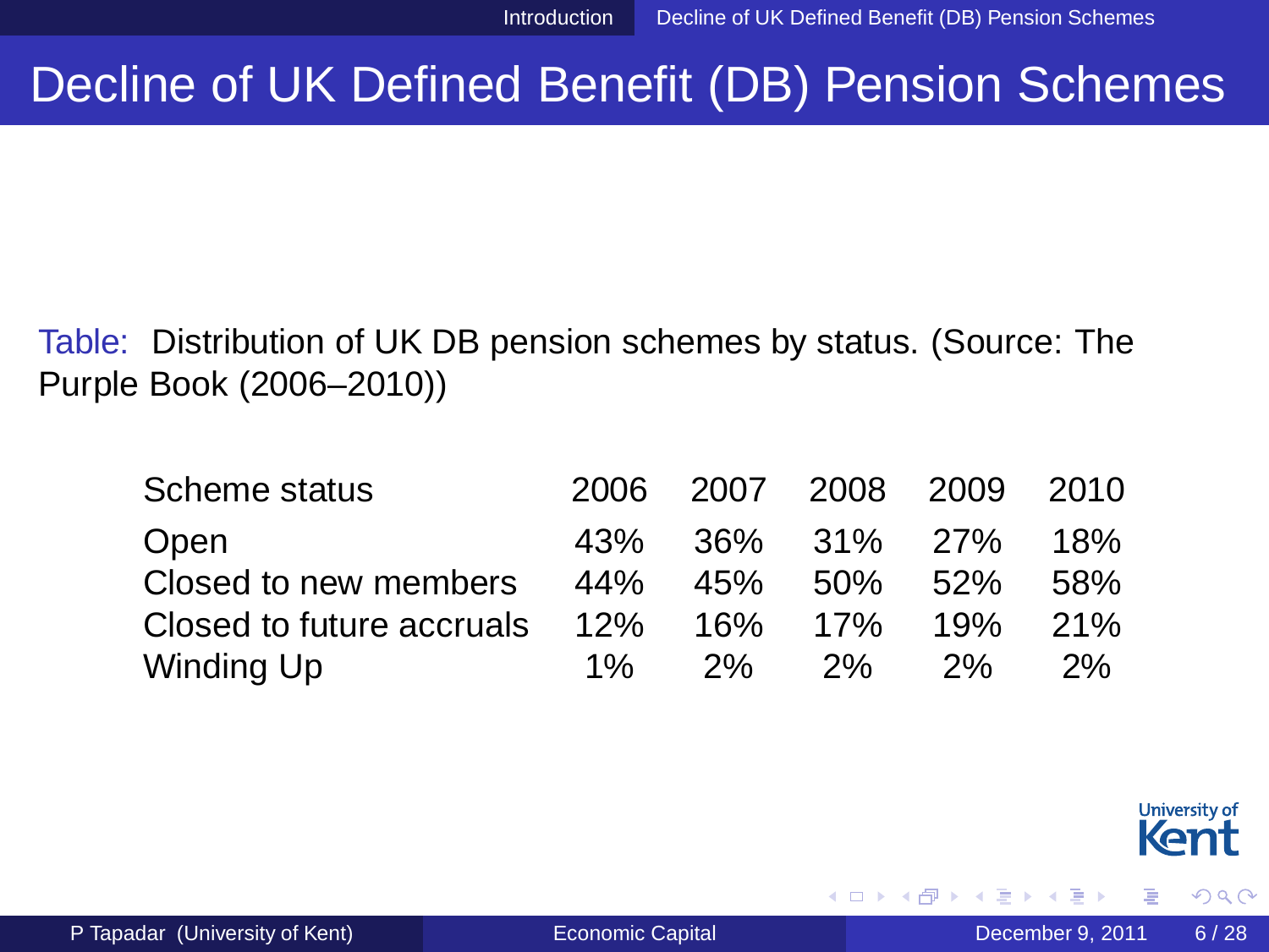# Decline of UK Defined Benefit (DB) Pension Schemes

Table: Distribution of UK DB pension schemes by status. (Source: The Purple Book (2006–2010))

| Scheme status | 2006 | 2007 | 2008 | 2009 | 2010 |
|---|---|---|---|---|---|
| Open | 43% | 36% | 31% | 27% | 18% |
| Closed to new members | 44% | 45% | 50% | 52% | 58% |
| Closed to future accruals | 12% | 16% | 17% | 19% | 21% |
| Winding Up | 1% | 2% | 2% | 2% | 2% |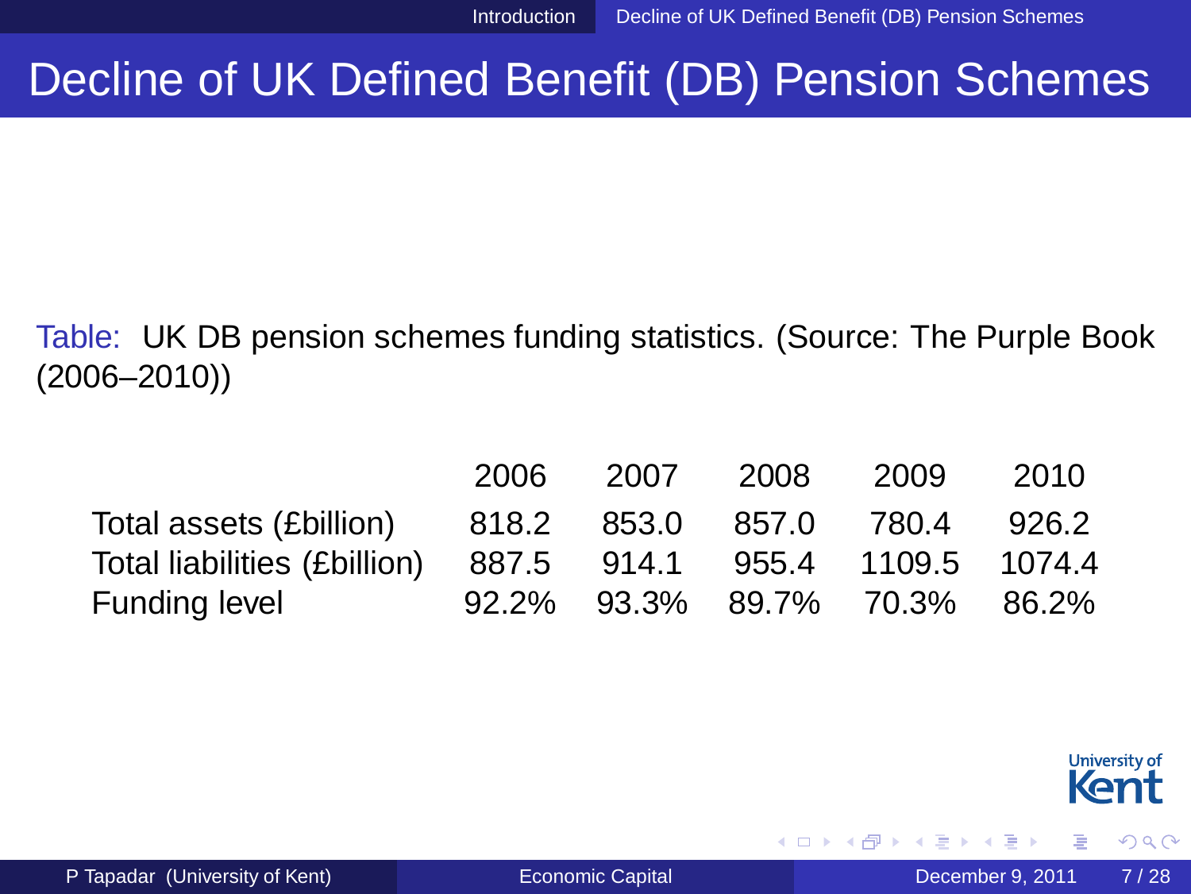# Decline of UK Defined Benefit (DB) Pension Schemes

Table: UK DB pension schemes funding statistics. (Source: The Purple Book (2006–2010))

| | 2006 | 2007 | 2008 | 2009 | 2010 |
|---|---|---|---|---|---|
| Total assets (£billion) | 818.2 | 853.0 | 857.0 | 780.4 | 926.2 |
| Total liabilities (£billion) | 887.5 | 914.1 | 955.4 | 1109.5 | 1074.4 |
| Funding level | 92.2% | 93.3% | 89.7% | 70.3% | 86.2% |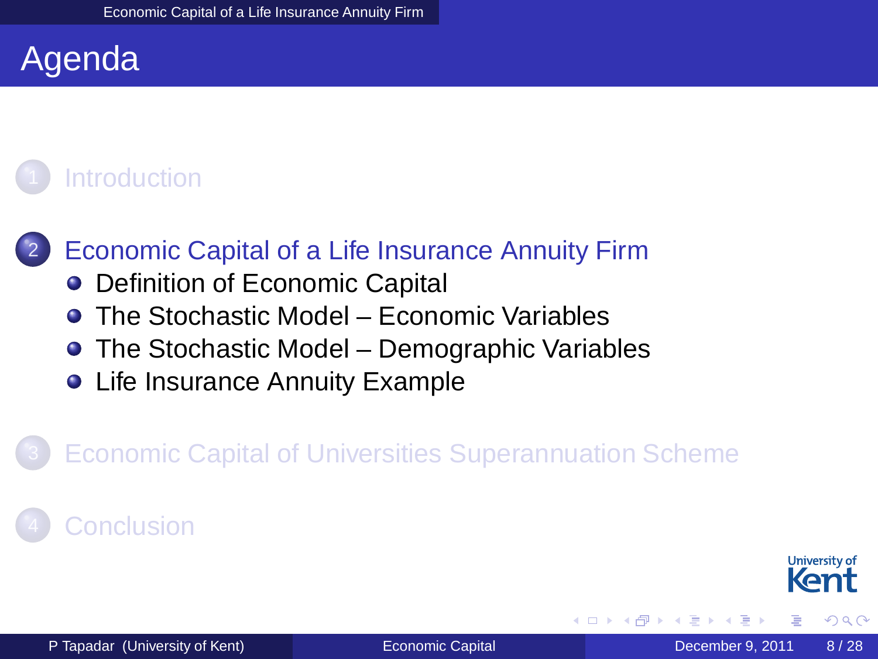# Agenda

1. Introduction

2. Economic Capital of a Life Insurance Annuity Firm
   - Definition of Economic Capital
   - The Stochastic Model – Economic Variables
   - The Stochastic Model – Demographic Variables
   - Life Insurance Annuity Example

3. Economic Capital of Universities Superannuation Scheme

4. Conclusion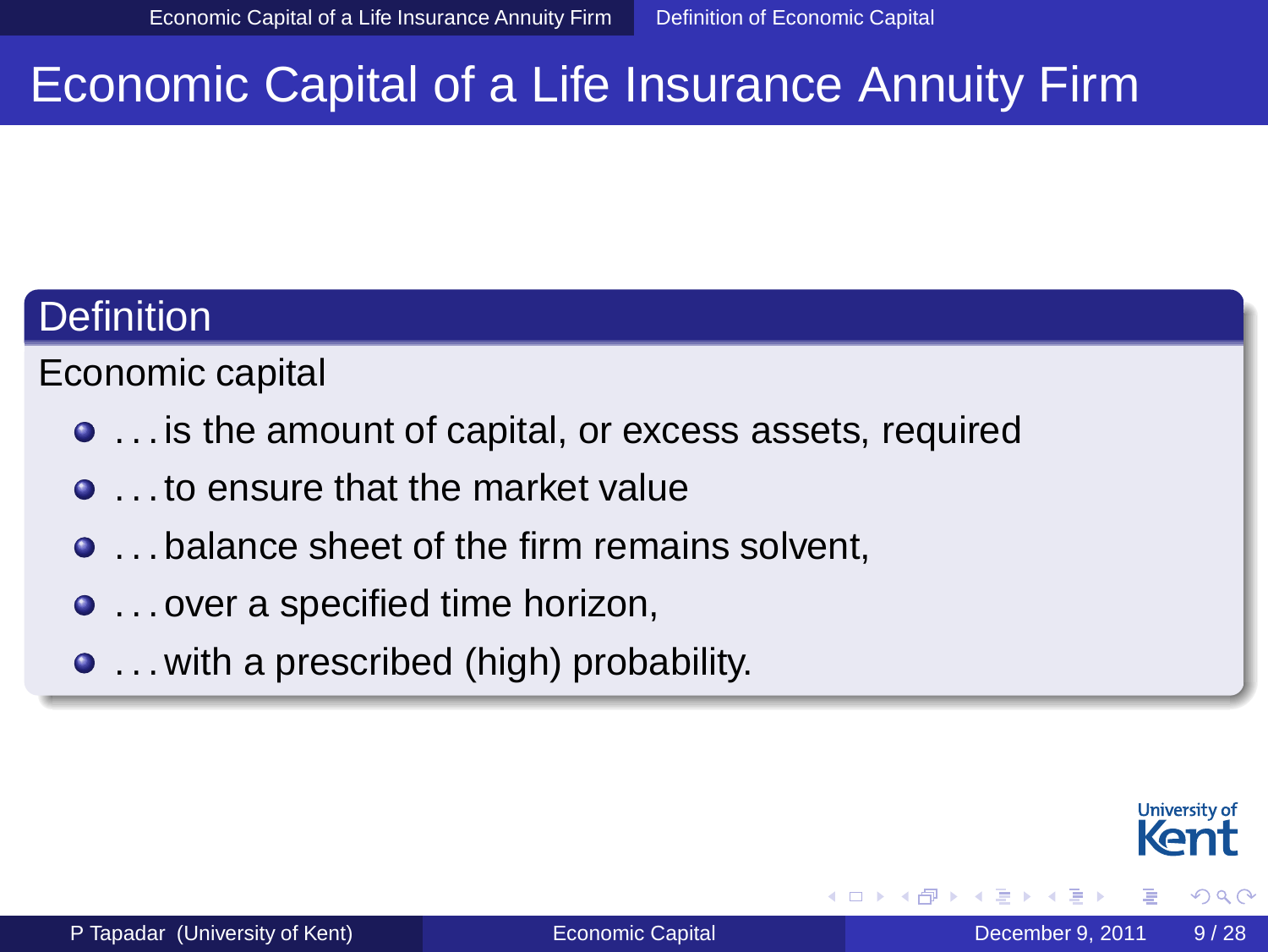# Economic Capital of a Life Insurance Annuity Firm

## Definition

Economic capital

- . . . is the amount of capital, or excess assets, required
- . . . to ensure that the market value
- . . . balance sheet of the firm remains solvent,
- . . . over a specified time horizon,
- . . . with a prescribed (high) probability.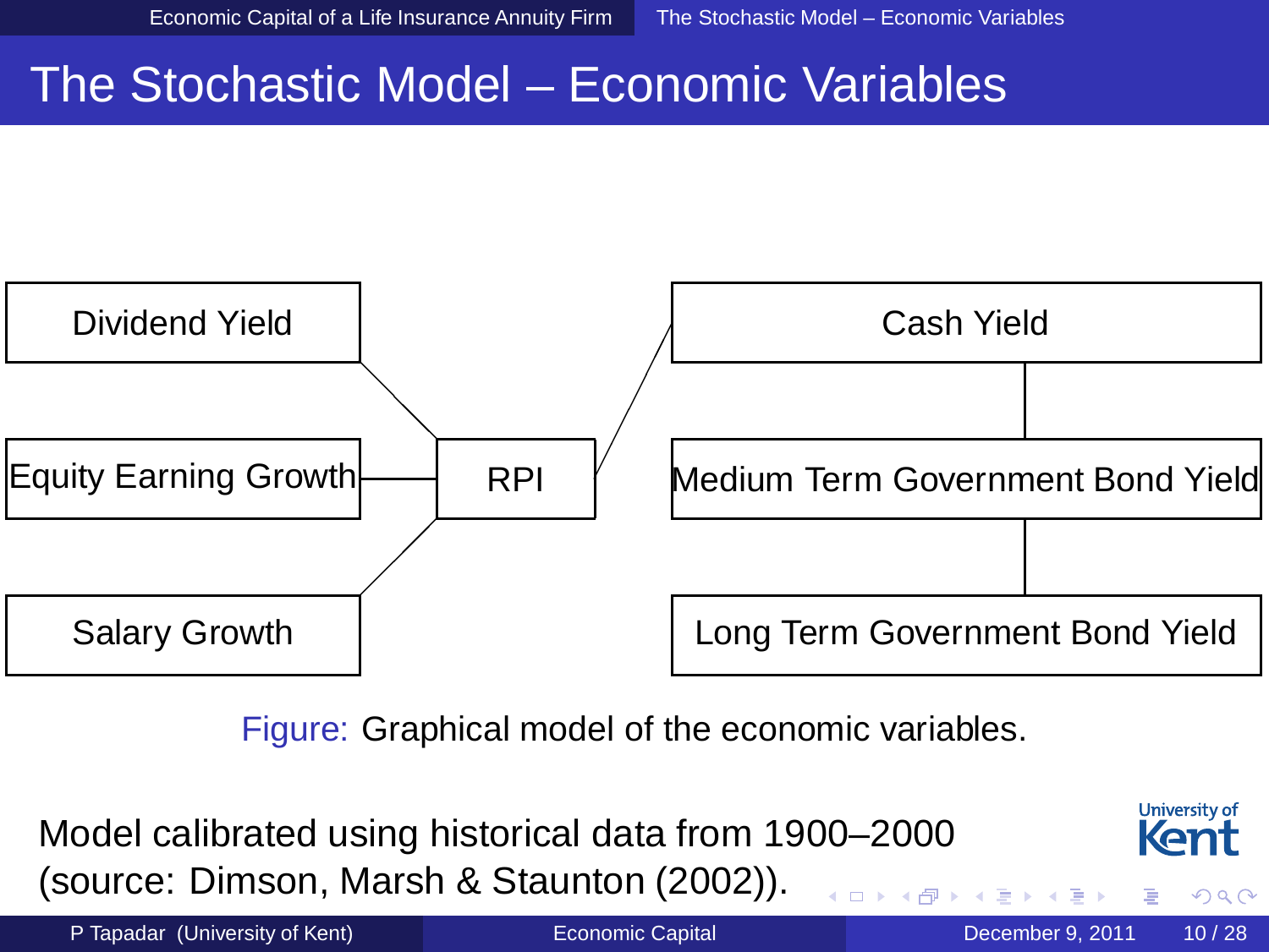# The Stochastic Model – Economic Variables

Dividend Yield

Equity Earning Growth

Salary Growth

RPI

Cash Yield

Medium Term Government Bond Yield

Long Term Government Bond Yield

Figure: Graphical model of the economic variables.

Model calibrated using historical data from 1900–2000 (source: Dimson, Marsh & Staunton (2002)).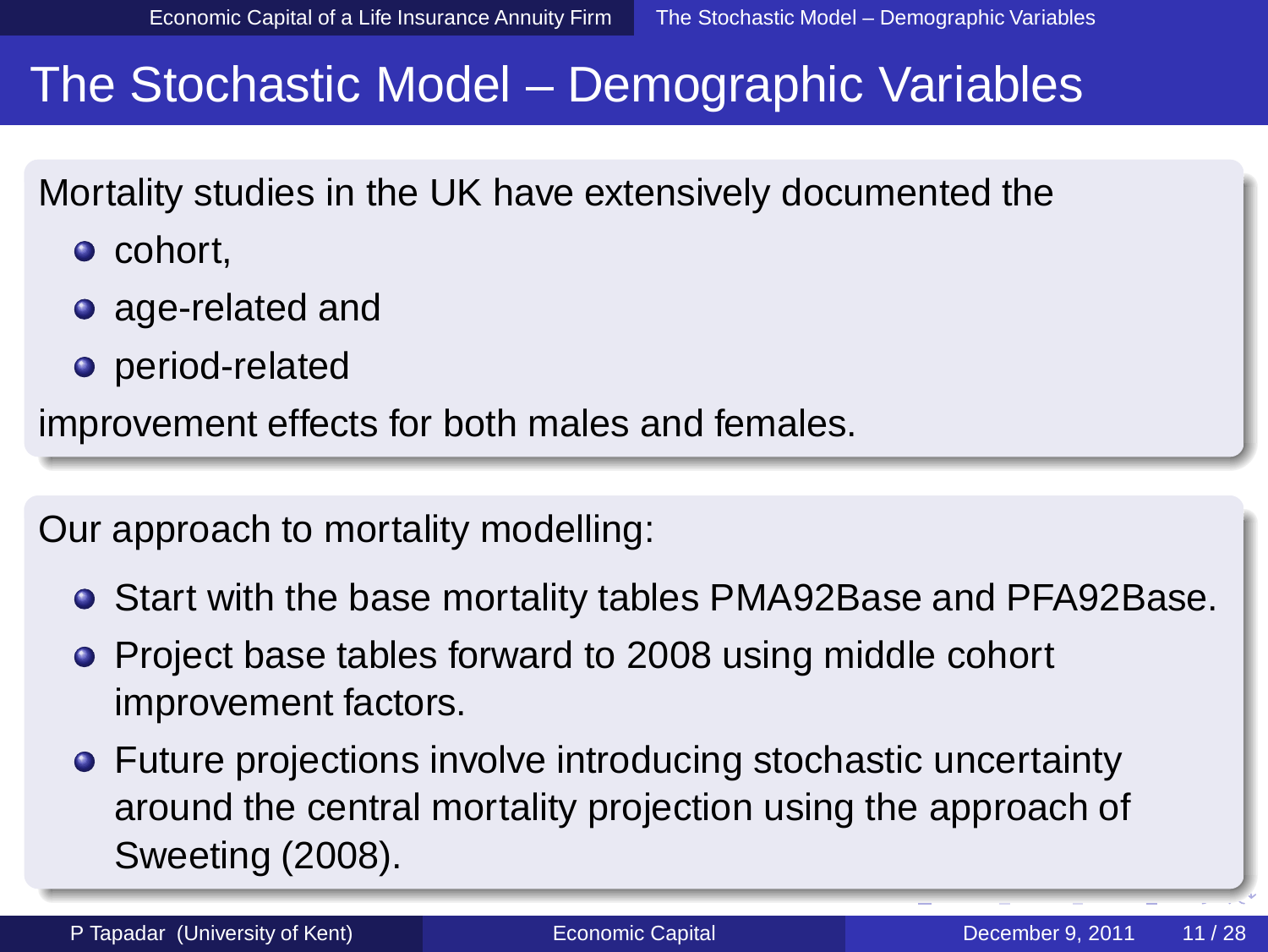# The Stochastic Model – Demographic Variables

Mortality studies in the UK have extensively documented the

- cohort,
- age-related and
- period-related

improvement effects for both males and females.

Our approach to mortality modelling:

- Start with the base mortality tables PMA92Base and PFA92Base.
- Project base tables forward to 2008 using middle cohort improvement factors.
- Future projections involve introducing stochastic uncertainty around the central mortality projection using the approach of Sweeting (2008).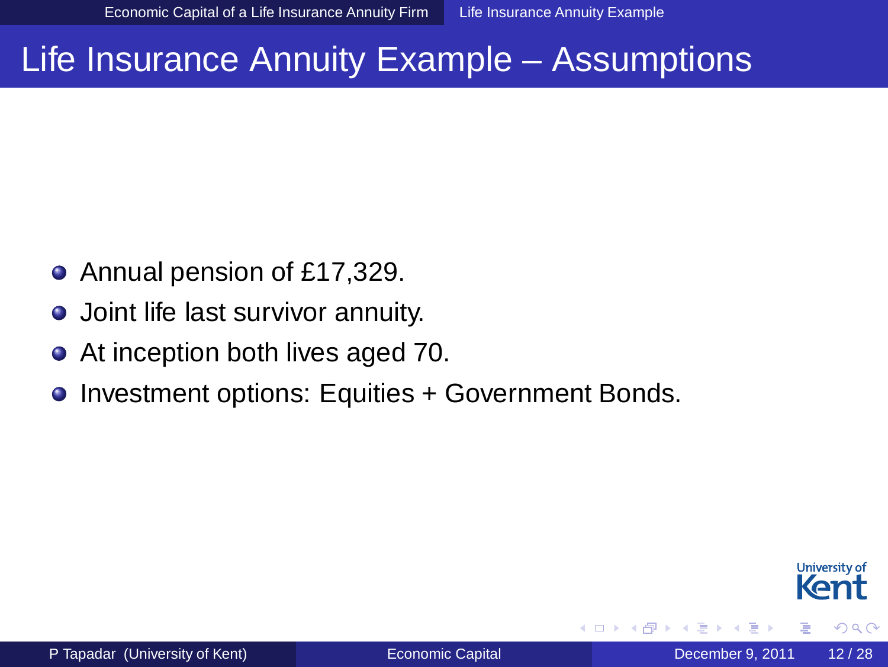# Life Insurance Annuity Example – Assumptions

- Annual pension of £17,329.
- Joint life last survivor annuity.
- At inception both lives aged 70.
- Investment options: Equities + Government Bonds.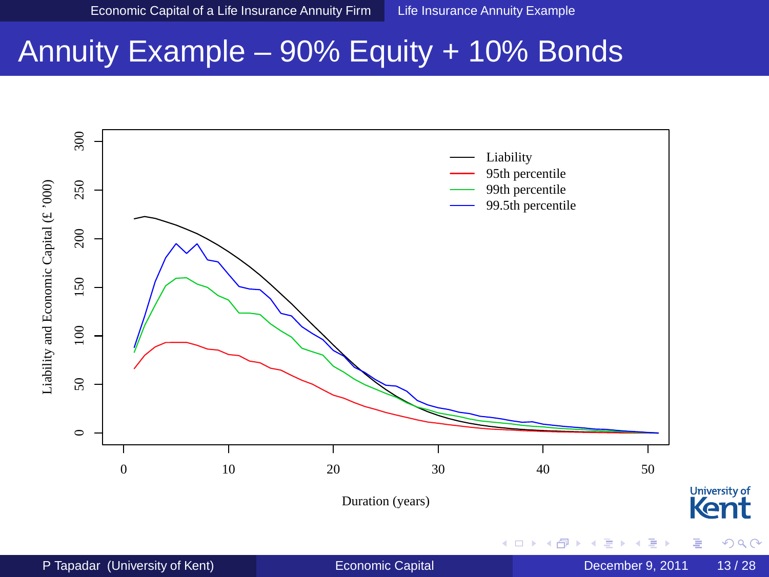# Annuity Example – 90% Equity + 10% Bonds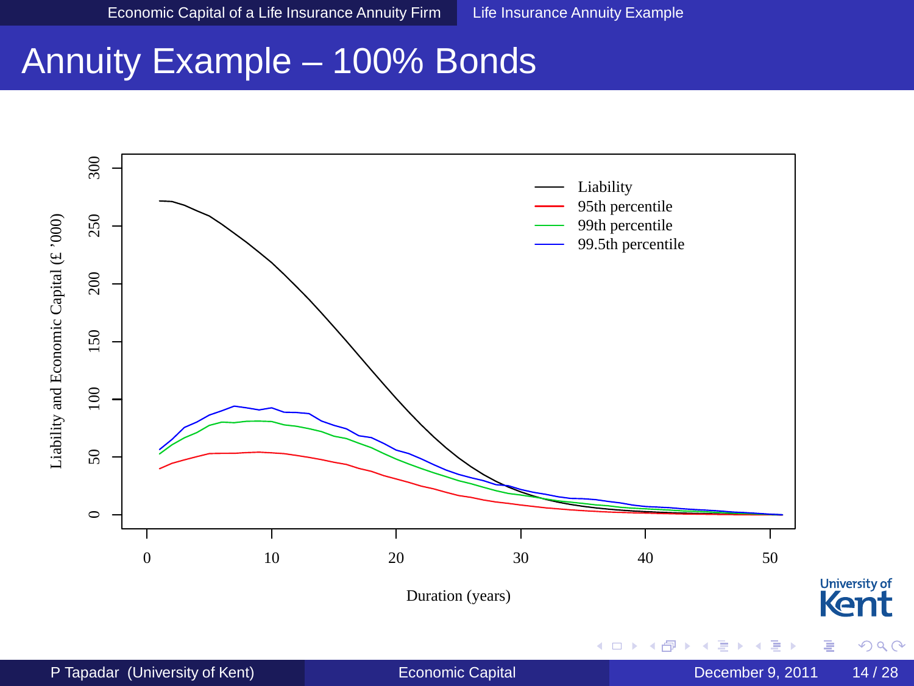# Annuity Example – 100% Bonds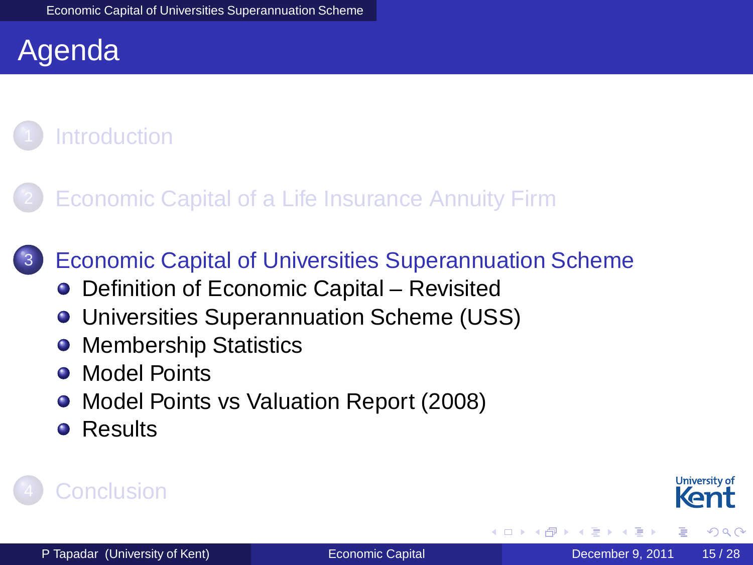# Agenda

1. Introduction
2. Economic Capital of a Life Insurance Annuity Firm
3. Economic Capital of Universities Superannuation Scheme
   - Definition of Economic Capital – Revisited
   - Universities Superannuation Scheme (USS)
   - Membership Statistics
   - Model Points
   - Model Points vs Valuation Report (2008)
   - Results
4. Conclusion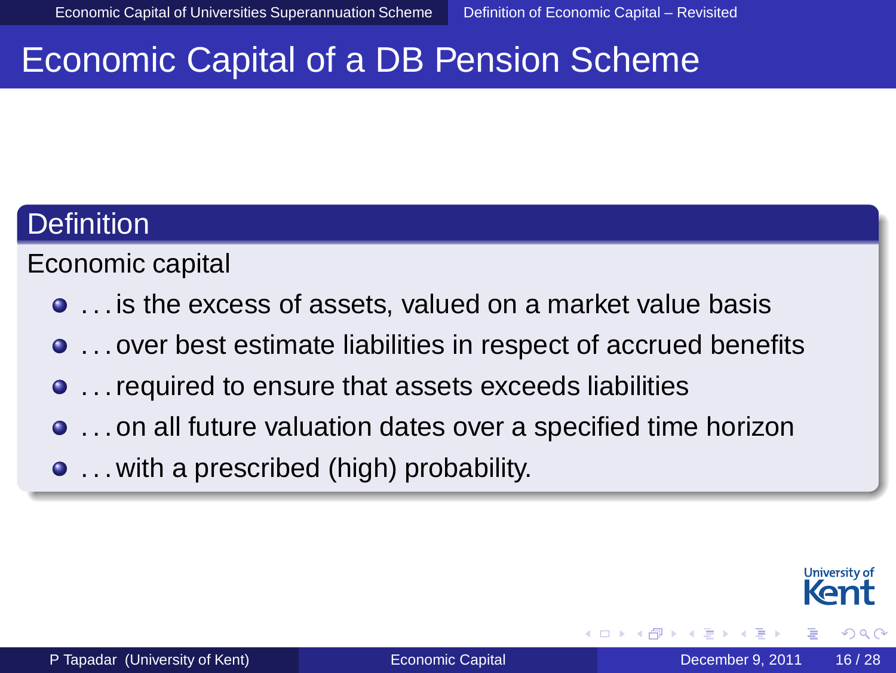# Economic Capital of a DB Pension Scheme

## Definition

Economic capital

- . . . is the excess of assets, valued on a market value basis
- . . . over best estimate liabilities in respect of accrued benefits
- . . . required to ensure that assets exceeds liabilities
- . . . on all future valuation dates over a specified time horizon
- . . . with a prescribed (high) probability.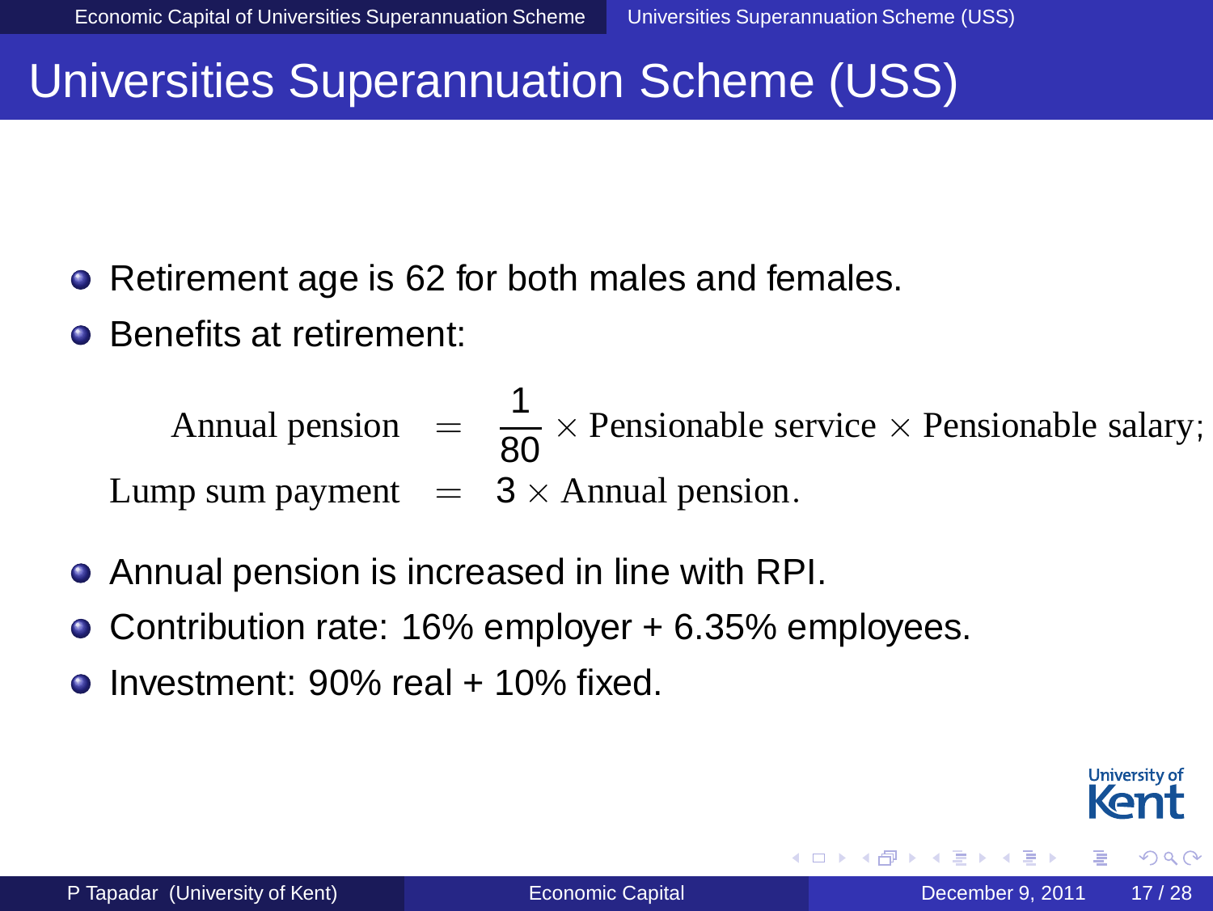# Universities Superannuation Scheme (USS)

- Retirement age is 62 for both males and females.
- Benefits at retirement:

$$
\begin{aligned}
\text{Annual pension} &= \frac{1}{80} \times \text{Pensionable service} \times \text{Pensionable salary};\\
\text{Lump sum payment} &= 3 \times \text{Annual pension}.
\end{aligned}
$$

- Annual pension is increased in line with RPI.
- Contribution rate: 16% employer + 6.35% employees.
- Investment: 90% real + 10% fixed.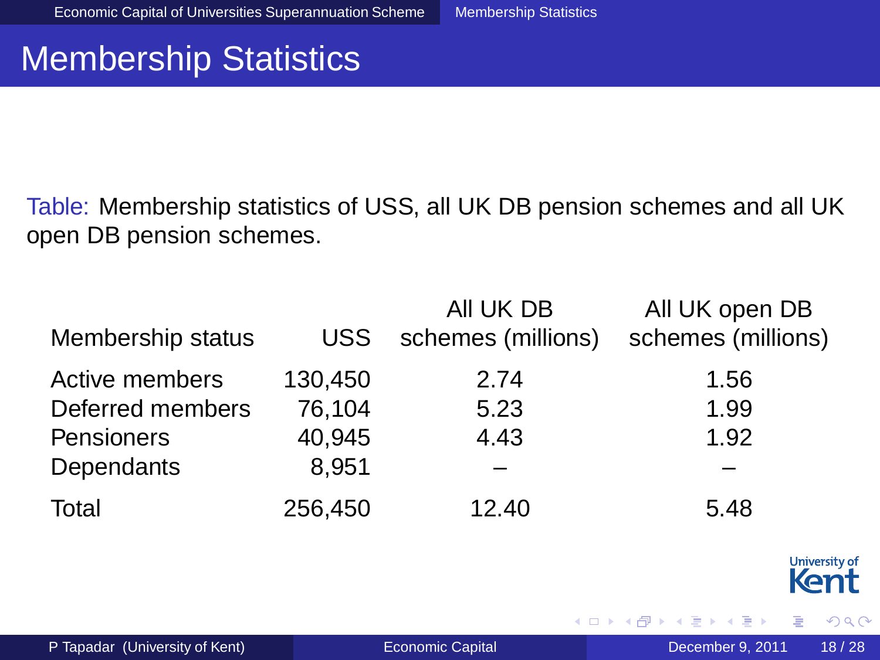# Membership Statistics

Table: Membership statistics of USS, all UK DB pension schemes and all UK open DB pension schemes.

| Membership status | USS | All UK DB schemes (millions) | All UK open DB schemes (millions) |
|---|---|---|---|
| Active members | 130,450 | 2.74 | 1.56 |
| Deferred members | 76,104 | 5.23 | 1.99 |
| Pensioners | 40,945 | 4.43 | 1.92 |
| Dependants | 8,951 | – | – |
| Total | 256,450 | 12.40 | 5.48 |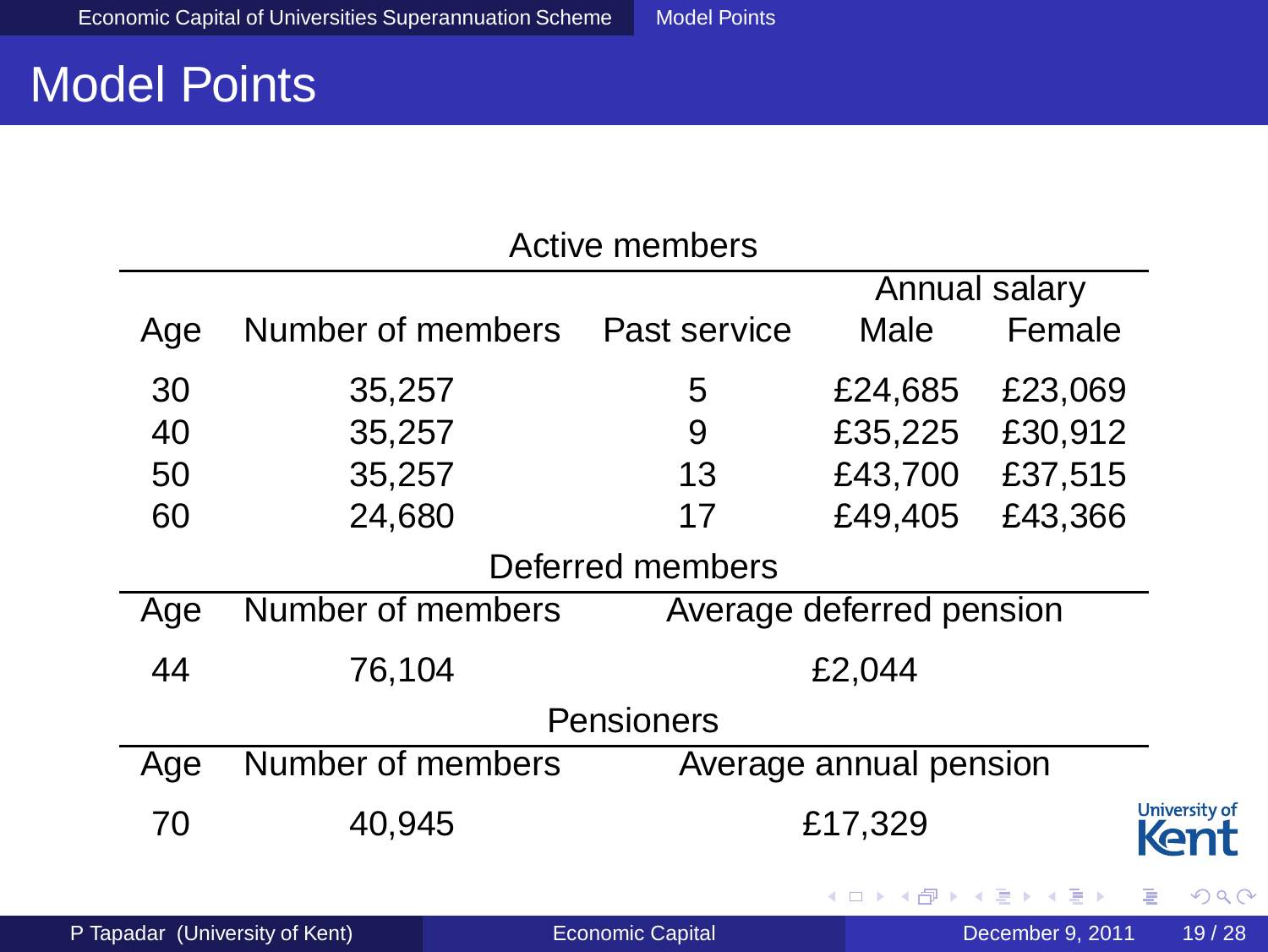# Model Points

Active members

| Age | Number of members | Past service | Annual salary Male | Annual salary Female |
|---|---|---|---|---|
| 30 | 35,257 | 5 | £24,685 | £23,069 |
| 40 | 35,257 | 9 | £35,225 | £30,912 |
| 50 | 35,257 | 13 | £43,700 | £37,515 |
| 60 | 24,680 | 17 | £49,405 | £43,366 |

Deferred members

| Age | Number of members | Average deferred pension |
|---|---|---|
| 44 | 76,104 | £2,044 |

Pensioners

| Age | Number of members | Average annual pension |
|---|---|---|
| 70 | 40,945 | £17,329 |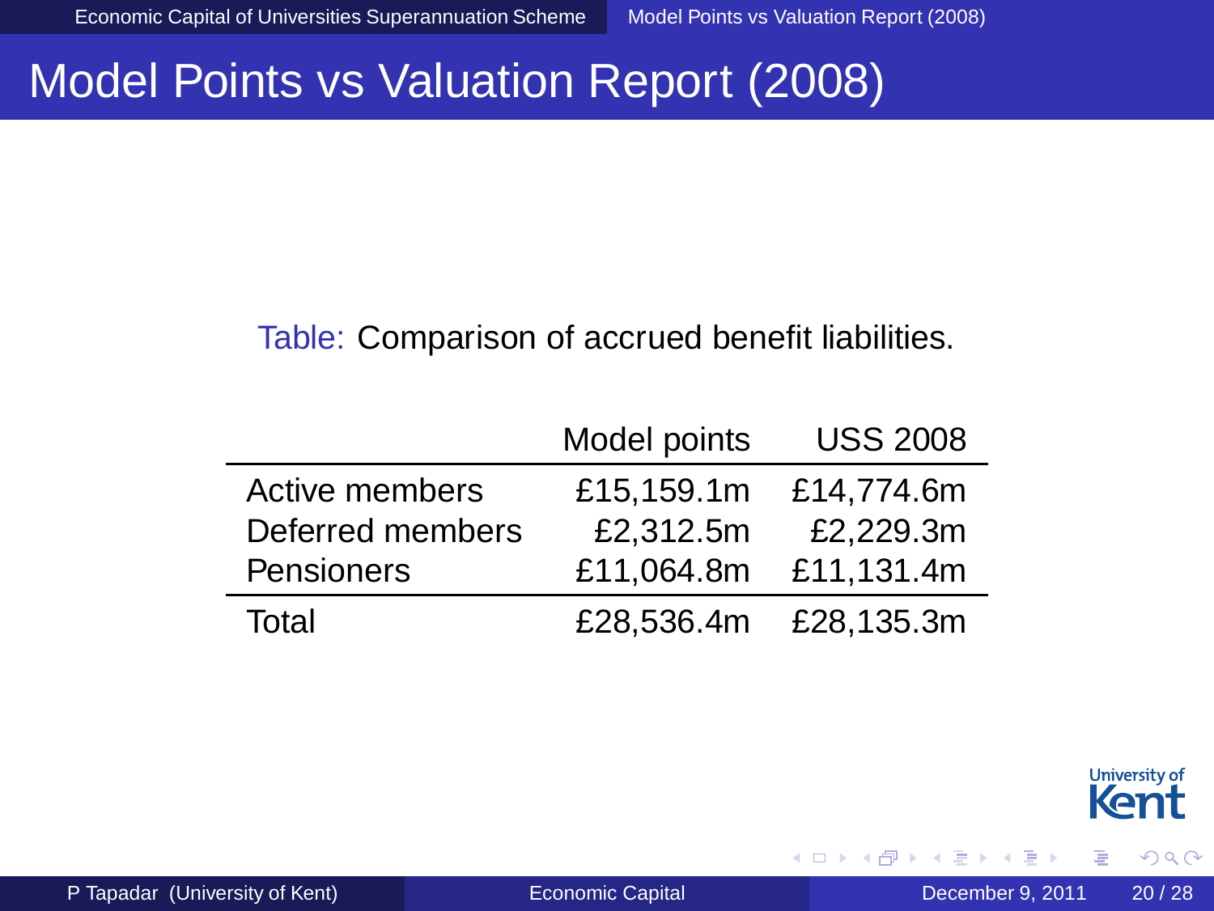# Model Points vs Valuation Report (2008)

Table: Comparison of accrued benefit liabilities.

| | Model points | USS 2008 |
|---|---|---|
| Active members | £15,159.1m | £14,774.6m |
| Deferred members | £2,312.5m | £2,229.3m |
| Pensioners | £11,064.8m | £11,131.4m |
| Total | £28,536.4m | £28,135.3m |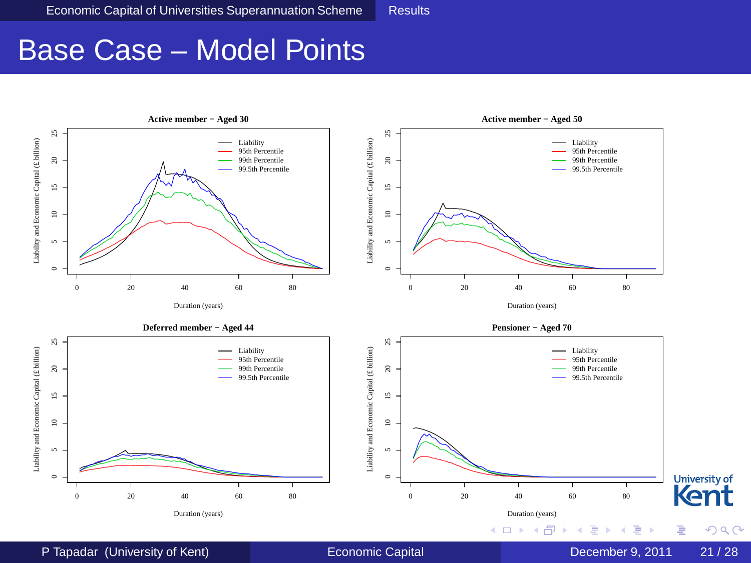# Base Case – Model Points

**Active member − Aged 30**

Liability and Economic Capital (£ billion) vs Duration (years)

- Liability
- 95th Percentile
- 99th Percentile
- 99.5th Percentile

**Active member − Aged 50**

Liability and Economic Capital (£ billion) vs Duration (years)

- Liability
- 95th Percentile
- 99th Percentile
- 99.5th Percentile

**Deferred member − Aged 44**

Liability and Economic Capital (£ billion) vs Duration (years)

- Liability
- 95th Percentile
- 99th Percentile
- 99.5th Percentile

**Pensioner − Aged 70**

Liability and Economic Capital (£ billion) vs Duration (years)

- Liability
- 95th Percentile
- 99th Percentile
- 99.5th Percentile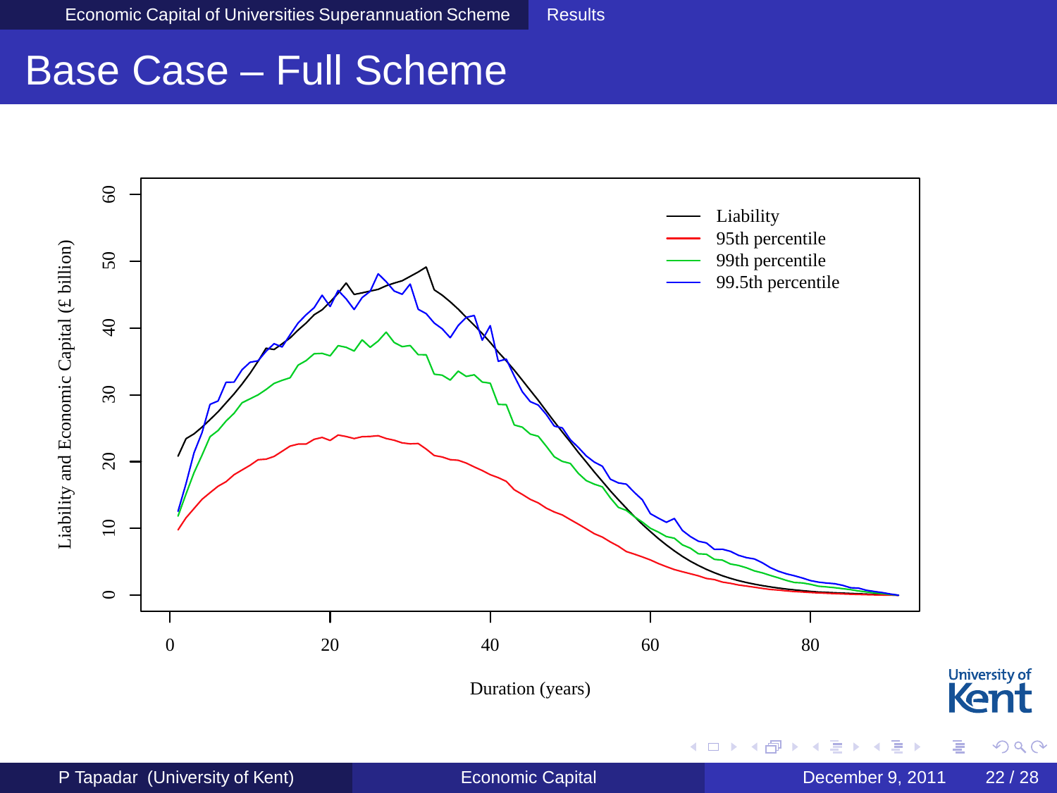# Base Case – Full Scheme

Liability and Economic Capital (£ billion)

Duration (years)

- Liability
- 95th percentile
- 99th percentile
- 99.5th percentile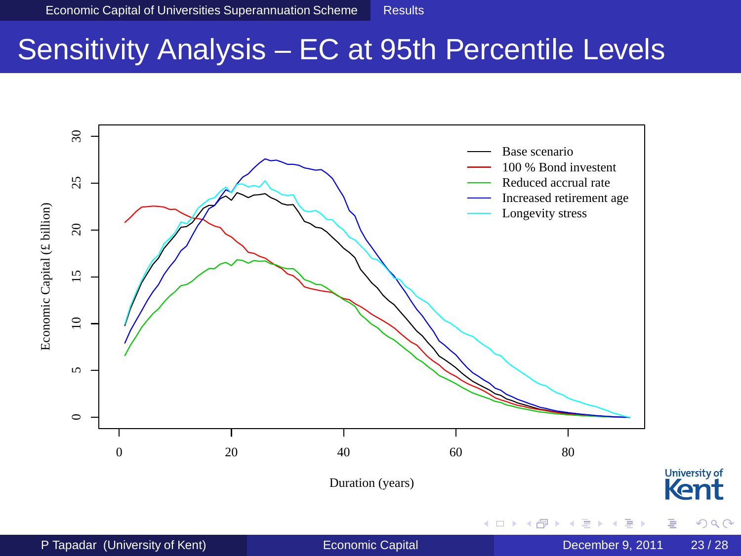# Sensitivity Analysis – EC at 95th Percentile Levels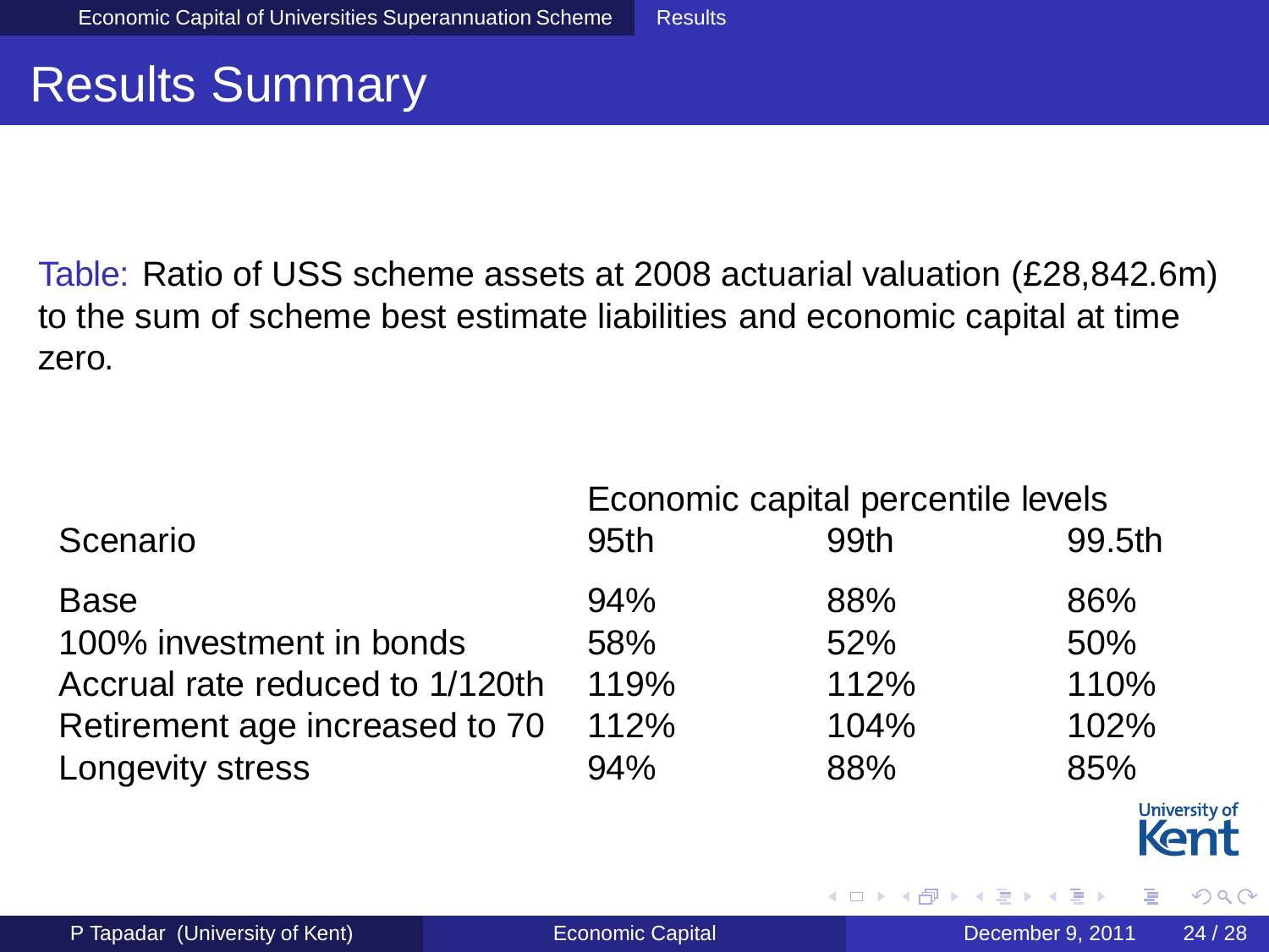# Results Summary

Table: Ratio of USS scheme assets at 2008 actuarial valuation (£28,842.6m) to the sum of scheme best estimate liabilities and economic capital at time zero.

| | Economic capital percentile levels | | |
|---|---|---|---|
| Scenario | 95th | 99th | 99.5th |
| Base | 94% | 88% | 86% |
| 100% investment in bonds | 58% | 52% | 50% |
| Accrual rate reduced to 1/120th | 119% | 112% | 110% |
| Retirement age increased to 70 | 112% | 104% | 102% |
| Longevity stress | 94% | 88% | 85% |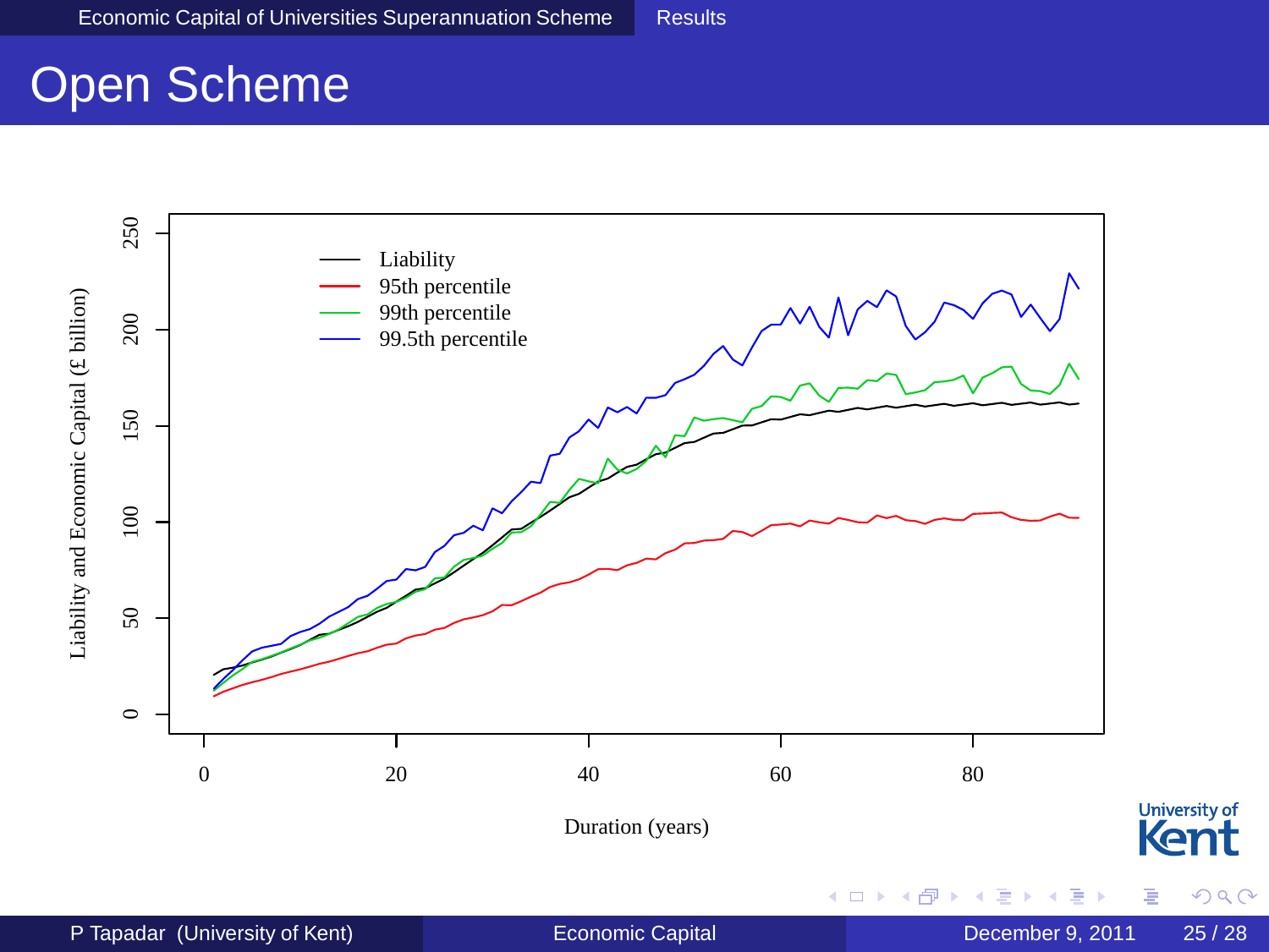# Open Scheme

Liability

95th percentile

99th percentile

99.5th percentile

Liability and Economic Capital (£ billion)

Duration (years)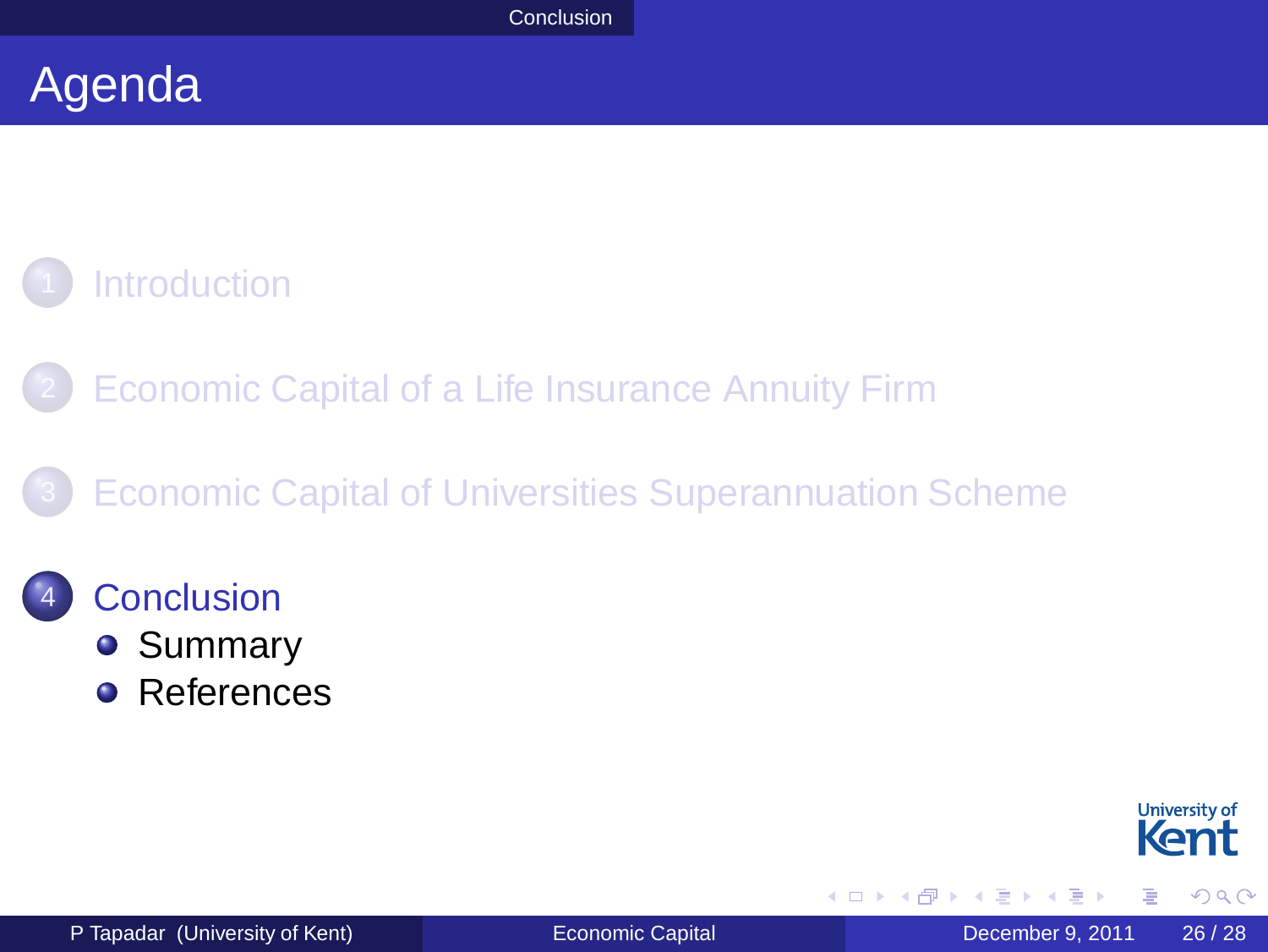# Agenda

1. Introduction
2. Economic Capital of a Life Insurance Annuity Firm
3. Economic Capital of Universities Superannuation Scheme
4. Conclusion
   - Summary
   - References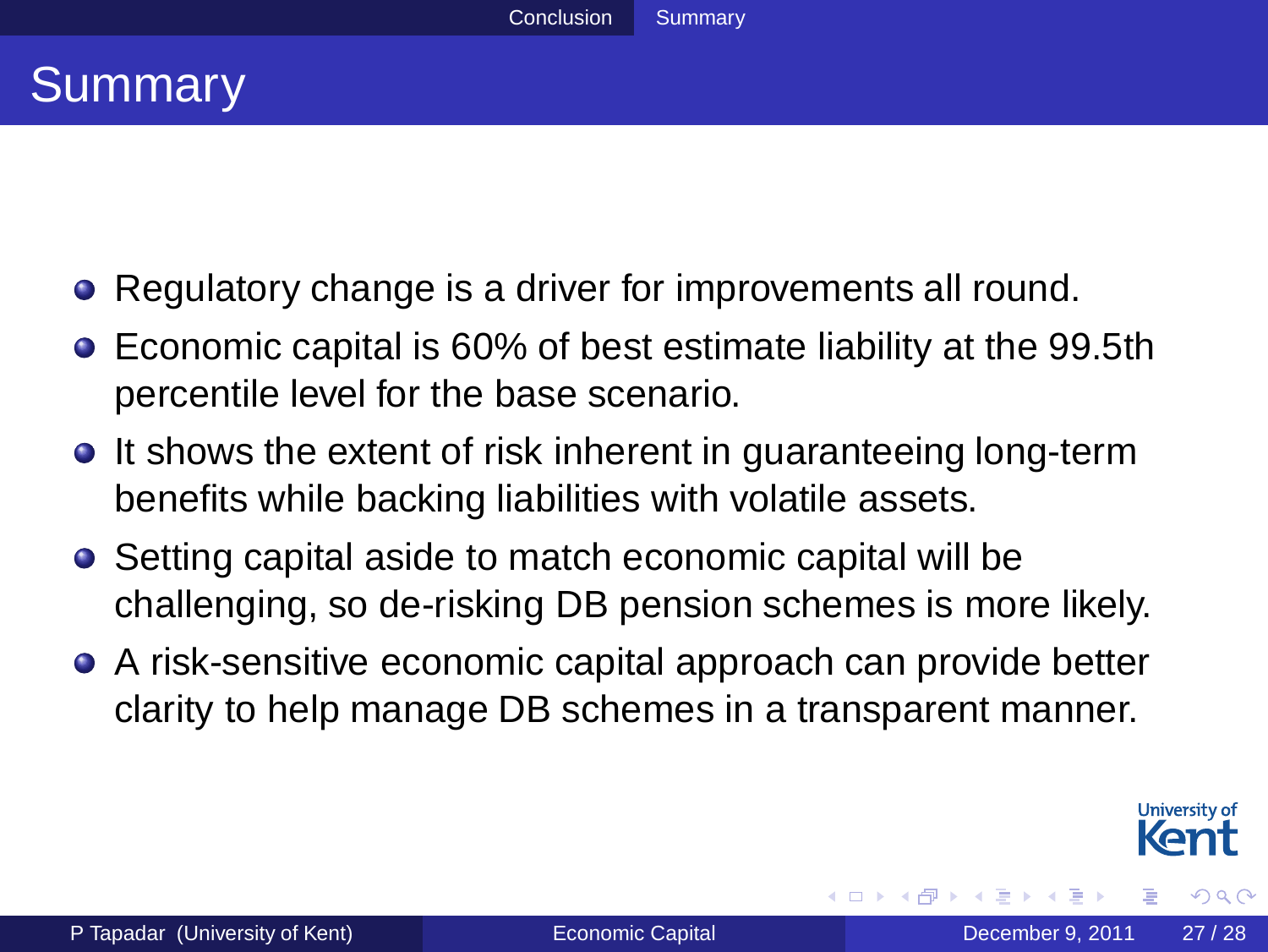# Summary

- Regulatory change is a driver for improvements all round.
- Economic capital is 60% of best estimate liability at the 99.5th percentile level for the base scenario.
- It shows the extent of risk inherent in guaranteeing long-term benefits while backing liabilities with volatile assets.
- Setting capital aside to match economic capital will be challenging, so de-risking DB pension schemes is more likely.
- A risk-sensitive economic capital approach can provide better clarity to help manage DB schemes in a transparent manner.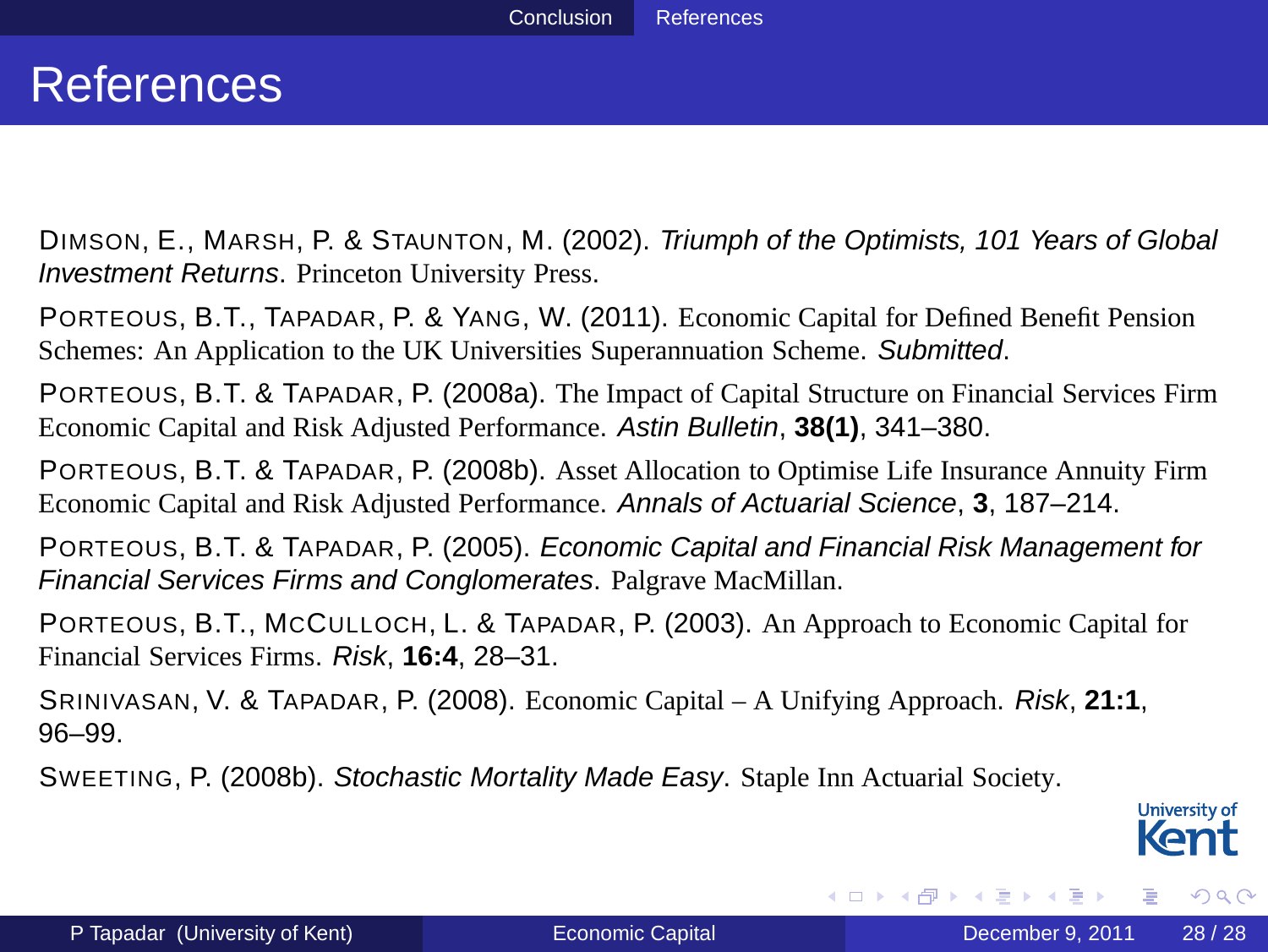# References

DIMSON, E., MARSH, P. & STAUNTON, M. (2002). *Triumph of the Optimists, 101 Years of Global Investment Returns*. Princeton University Press.

PORTEOUS, B.T., TAPADAR, P. & YANG, W. (2011). Economic Capital for Defined Benefit Pension Schemes: An Application to the UK Universities Superannuation Scheme. *Submitted*.

PORTEOUS, B.T. & TAPADAR, P. (2008a). The Impact of Capital Structure on Financial Services Firm Economic Capital and Risk Adjusted Performance. *Astin Bulletin*, **38(1)**, 341–380.

PORTEOUS, B.T. & TAPADAR, P. (2008b). Asset Allocation to Optimise Life Insurance Annuity Firm Economic Capital and Risk Adjusted Performance. *Annals of Actuarial Science*, **3**, 187–214.

PORTEOUS, B.T. & TAPADAR, P. (2005). *Economic Capital and Financial Risk Management for Financial Services Firms and Conglomerates*. Palgrave MacMillan.

PORTEOUS, B.T., MCCULLOCH, L. & TAPADAR, P. (2003). An Approach to Economic Capital for Financial Services Firms. *Risk*, **16:4**, 28–31.

SRINIVASAN, V. & TAPADAR, P. (2008). Economic Capital – A Unifying Approach. *Risk*, **21:1**, 96–99.

SWEETING, P. (2008b). *Stochastic Mortality Made Easy*. Staple Inn Actuarial Society.